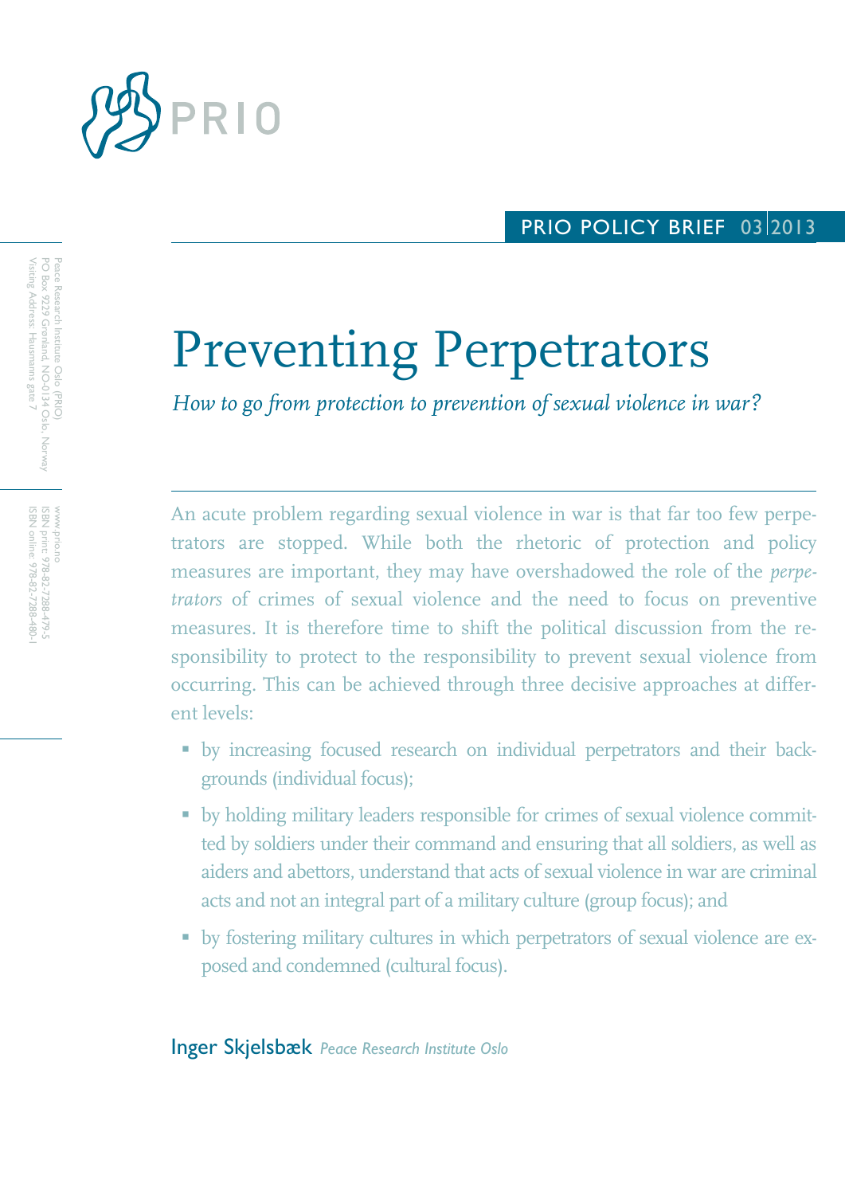PRIO

PRIO POLICY BRIEF 03|2013

Peace Research Institute Oslo (PRIO)
PO Box 9229 Grønland, NO-0134 Oslo, Norway
Visiting Address: Hausmanns gate 7

www.prio.no
ISBN print: 978-82-7288-479-5
ISBN online: 978-82-7288-480-1

# Preventing Perpetrators

*How to go from protection to prevention of sexual violence in war?*

An acute problem regarding sexual violence in war is that far too few perpetrators are stopped. While both the rhetoric of protection and policy measures are important, they may have overshadowed the role of the *perpetrators* of crimes of sexual violence and the need to focus on preventive measures. It is therefore time to shift the political discussion from the responsibility to protect to the responsibility to prevent sexual violence from occurring. This can be achieved through three decisive approaches at different levels:

- by increasing focused research on individual perpetrators and their backgrounds (individual focus);
- by holding military leaders responsible for crimes of sexual violence committed by soldiers under their command and ensuring that all soldiers, as well as aiders and abettors, understand that acts of sexual violence in war are criminal acts and not an integral part of a military culture (group focus); and
- by fostering military cultures in which perpetrators of sexual violence are exposed and condemned (cultural focus).

Inger Skjelsbæk *Peace Research Institute Oslo*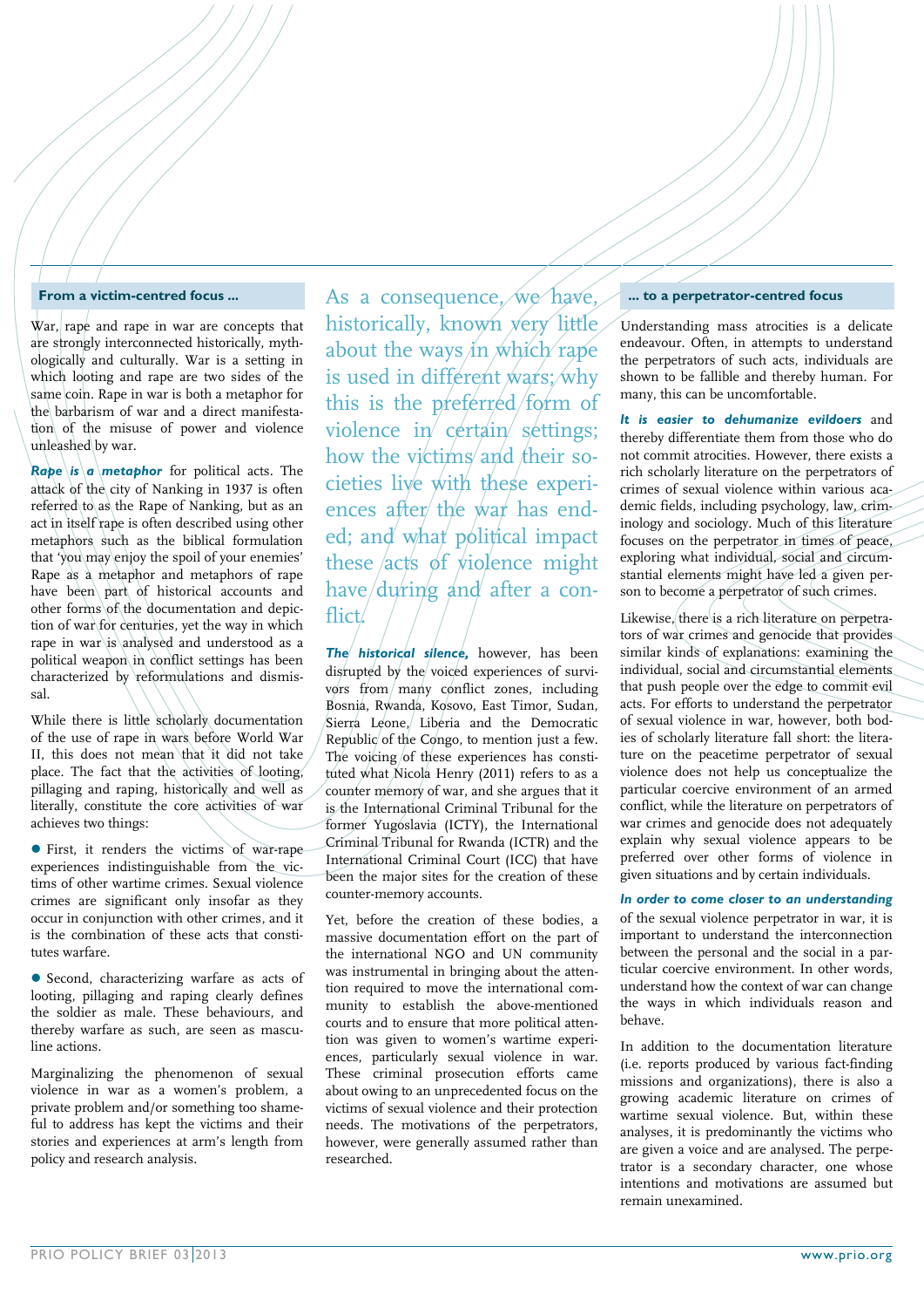## From a victim-centred focus ...

War, rape and rape in war are concepts that are strongly interconnected historically, mythologically and culturally. War is a setting in which looting and rape are two sides of the same coin. Rape in war is both a metaphor for the barbarism of war and a direct manifestation of the misuse of power and violence unleashed by war.

***Rape is a metaphor*** for political acts. The attack of the city of Nanking in 1937 is often referred to as the Rape of Nanking, but as an act in itself rape is often described using other metaphors such as the biblical formulation that 'you may enjoy the spoil of your enemies' Rape as a metaphor and metaphors of rape have been part of historical accounts and other forms of the documentation and depiction of war for centuries, yet the way in which rape in war is analysed and understood as a political weapon in conflict settings has been characterized by reformulations and dismissal.

While there is little scholarly documentation of the use of rape in wars before World War II, this does not mean that it did not take place. The fact that the activities of looting, pillaging and raping, historically and well as literally, constitute the core activities of war achieves two things:

- First, it renders the victims of war-rape experiences indistinguishable from the victims of other wartime crimes. Sexual violence crimes are significant only insofar as they occur in conjunction with other crimes, and it is the combination of these acts that constitutes warfare.
- Second, characterizing warfare as acts of looting, pillaging and raping clearly defines the soldier as male. These behaviours, and thereby warfare as such, are seen as masculine actions.

Marginalizing the phenomenon of sexual violence in war as a women's problem, a private problem and/or something too shameful to address has kept the victims and their stories and experiences at arm's length from policy and research analysis.

> As a consequence, we have, historically, known very little about the ways in which rape is used in different wars; why this is the preferred form of violence in certain settings; how the victims and their societies live with these experiences after the war has ended; and what political impact these acts of violence might have during and after a conflict.

***The historical silence,*** however, has been disrupted by the voiced experiences of survivors from many conflict zones, including Bosnia, Rwanda, Kosovo, East Timor, Sudan, Sierra Leone, Liberia and the Democratic Republic of the Congo, to mention just a few. The voicing of these experiences has constituted what Nicola Henry (2011) refers to as a counter memory of war, and she argues that it is the International Criminal Tribunal for the former Yugoslavia (ICTY), the International Criminal Tribunal for Rwanda (ICTR) and the International Criminal Court (ICC) that have been the major sites for the creation of these counter-memory accounts.

Yet, before the creation of these bodies, a massive documentation effort on the part of the international NGO and UN community was instrumental in bringing about the attention required to move the international community to establish the above-mentioned courts and to ensure that more political attention was given to women's wartime experiences, particularly sexual violence in war. These criminal prosecution efforts came about owing to an unprecedented focus on the victims of sexual violence and their protection needs. The motivations of the perpetrators, however, were generally assumed rather than researched.

## ... to a perpetrator-centred focus

Understanding mass atrocities is a delicate endeavour. Often, in attempts to understand the perpetrators of such acts, individuals are shown to be fallible and thereby human. For many, this can be uncomfortable.

***It is easier to dehumanize evildoers*** and thereby differentiate them from those who do not commit atrocities. However, there exists a rich scholarly literature on the perpetrators of crimes of sexual violence within various academic fields, including psychology, law, criminology and sociology. Much of this literature focuses on the perpetrator in times of peace, exploring what individual, social and circumstantial elements might have led a given person to become a perpetrator of such crimes.

Likewise, there is a rich literature on perpetrators of war crimes and genocide that provides similar kinds of explanations: examining the individual, social and circumstantial elements that push people over the edge to commit evil acts. For efforts to understand the perpetrator of sexual violence in war, however, both bodies of scholarly literature fall short: the literature on the peacetime perpetrator of sexual violence does not help us conceptualize the particular coercive environment of an armed conflict, while the literature on perpetrators of war crimes and genocide does not adequately explain why sexual violence appears to be preferred over other forms of violence in given situations and by certain individuals.

***In order to come closer to an understanding*** of the sexual violence perpetrator in war, it is important to understand the interconnection between the personal and the social in a particular coercive environment. In other words, understand how the context of war can change the ways in which individuals reason and behave.

In addition to the documentation literature (i.e. reports produced by various fact-finding missions and organizations), there is also a growing academic literature on crimes of wartime sexual violence. But, within these analyses, it is predominantly the victims who are given a voice and are analysed. The perpetrator is a secondary character, one whose intentions and motivations are assumed but remain unexamined.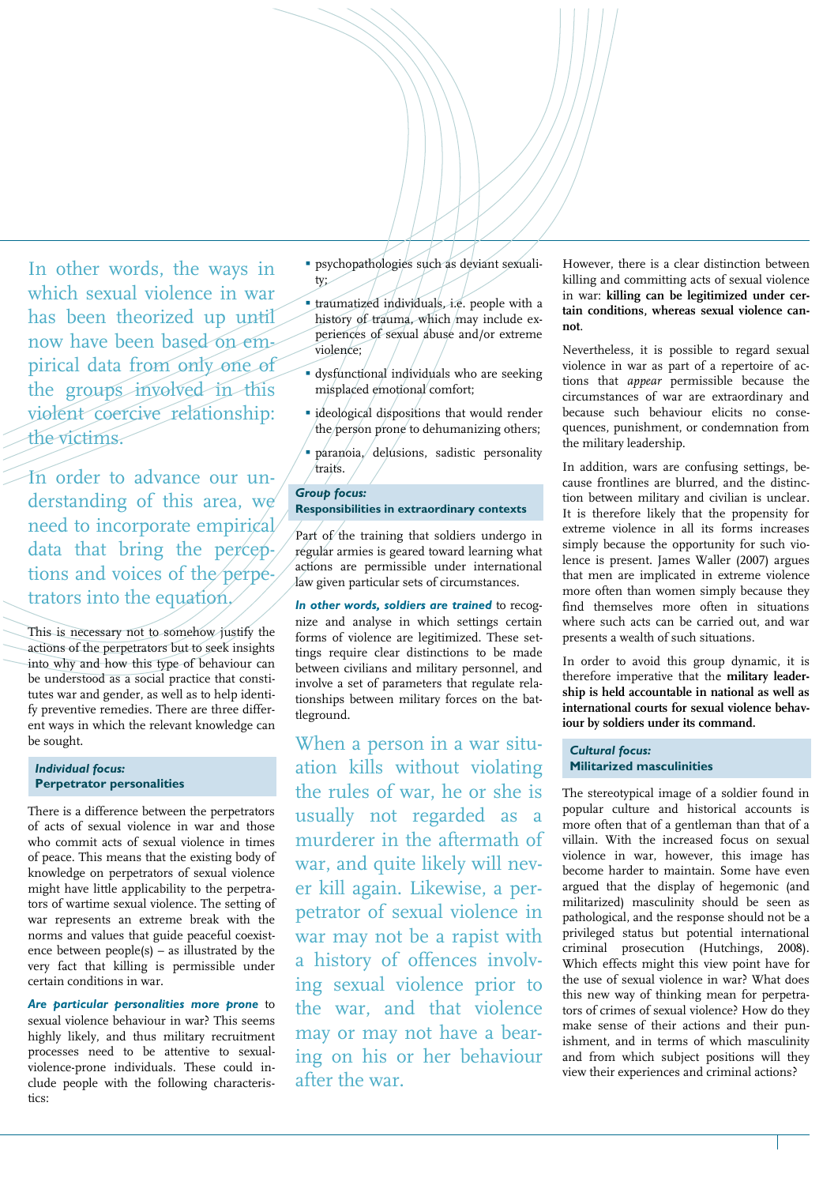In other words, the ways in which sexual violence in war has been theorized up until now have been based on empirical data from only one of the groups involved in this violent coercive relationship: the victims.

In order to advance our understanding of this area, we need to incorporate empirical data that bring the perceptions and voices of the perpetrators into the equation.

This is necessary not to somehow justify the actions of the perpetrators but to seek insights into why and how this type of behaviour can be understood as a social practice that constitutes war and gender, as well as to help identify preventive remedies. There are three different ways in which the relevant knowledge can be sought.

### *Individual focus:* Perpetrator personalities

There is a difference between the perpetrators of acts of sexual violence in war and those who commit acts of sexual violence in times of peace. This means that the existing body of knowledge on perpetrators of sexual violence might have little applicability to the perpetrators of wartime sexual violence. The setting of war represents an extreme break with the norms and values that guide peaceful coexistence between people(s) – as illustrated by the very fact that killing is permissible under certain conditions in war.

***Are particular personalities more prone*** to sexual violence behaviour in war? This seems highly likely, and thus military recruitment processes need to be attentive to sexual-violence-prone individuals. These could include people with the following characteristics:

- psychopathologies such as deviant sexuality;
- traumatized individuals, i.e. people with a history of trauma, which may include experiences of sexual abuse and/or extreme violence;
- dysfunctional individuals who are seeking misplaced emotional comfort;
- ideological dispositions that would render the person prone to dehumanizing others;
- paranoia, delusions, sadistic personality traits.

### *Group focus:* Responsibilities in extraordinary contexts

Part of the training that soldiers undergo in regular armies is geared toward learning what actions are permissible under international law given particular sets of circumstances.

***In other words, soldiers are trained*** to recognize and analyse in which settings certain forms of violence are legitimized. These settings require clear distinctions to be made between civilians and military personnel, and involve a set of parameters that regulate relationships between military forces on the battleground.

When a person in a war situation kills without violating the rules of war, he or she is usually not regarded as a murderer in the aftermath of war, and quite likely will never kill again. Likewise, a perpetrator of sexual violence in war may not be a rapist with a history of offences involving sexual violence prior to the war, and that violence may or may not have a bearing on his or her behaviour after the war.

However, there is a clear distinction between killing and committing acts of sexual violence in war: **killing can be legitimized under certain conditions, whereas sexual violence cannot**.

Nevertheless, it is possible to regard sexual violence in war as part of a repertoire of actions that *appear* permissible because the circumstances of war are extraordinary and because such behaviour elicits no consequences, punishment, or condemnation from the military leadership.

In addition, wars are confusing settings, because frontlines are blurred, and the distinction between military and civilian is unclear. It is therefore likely that the propensity for extreme violence in all its forms increases simply because the opportunity for such violence is present. James Waller (2007) argues that men are implicated in extreme violence more often than women simply because they find themselves more often in situations where such acts can be carried out, and war presents a wealth of such situations.

In order to avoid this group dynamic, it is therefore imperative that the **military leadership is held accountable in national as well as international courts for sexual violence behaviour by soldiers under its command.**

### *Cultural focus:* Militarized masculinities

The stereotypical image of a soldier found in popular culture and historical accounts is more often that of a gentleman than that of a villain. With the increased focus on sexual violence in war, however, this image has become harder to maintain. Some have even argued that the display of hegemonic (and militarized) masculinity should be seen as pathological, and the response should not be a privileged status but potential international criminal prosecution (Hutchings, 2008). Which effects might this view point have for the use of sexual violence in war? What does this new way of thinking mean for perpetrators of crimes of sexual violence? How do they make sense of their actions and their punishment, and in terms of which masculinity and from which subject positions will they view their experiences and criminal actions?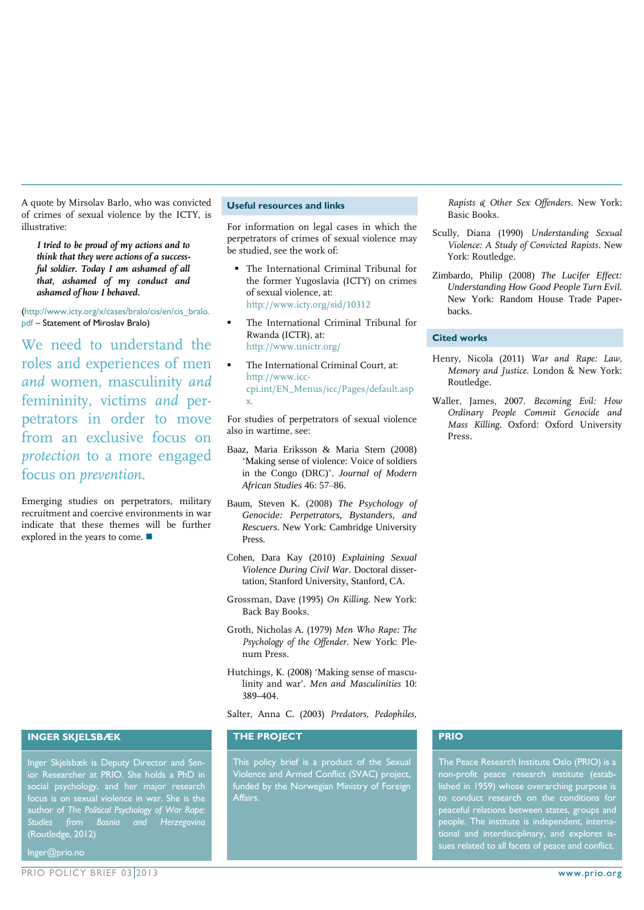A quote by Mirsolav Barlo, who was convicted of crimes of sexual violence by the ICTY, is illustrative:

> ***I tried to be proud of my actions and to think that they were actions of a successful soldier. Today I am ashamed of all that, ashamed of my conduct and ashamed of how I behaved.***

(http://www.icty.org/x/cases/bralo/cis/en/cis_bralo.pdf – Statement of Miroslav Bralo)

We need to understand the roles and experiences of men *and* women, masculinity *and* femininity, victims *and* perpetrators in order to move from an exclusive focus on *protection* to a more engaged focus on *prevention*.

Emerging studies on perpetrators, military recruitment and coercive environments in war indicate that these themes will be further explored in the years to come. ■

## Useful resources and links

For information on legal cases in which the perpetrators of crimes of sexual violence may be studied, see the work of:

- The International Criminal Tribunal for the former Yugoslavia (ICTY) on crimes of sexual violence, at: http://www.icty.org/sid/10312
- The International Criminal Tribunal for Rwanda (ICTR), at: http://www.unictr.org/
- The International Criminal Court, at: http://www.icc-cpi.int/EN_Menus/icc/Pages/default.aspx.

For studies of perpetrators of sexual violence also in wartime, see:

Baaz, Maria Eriksson & Maria Stern (2008) 'Making sense of violence: Voice of soldiers in the Congo (DRC)'. *Journal of Modern African Studies* 46: 57–86.

Baum, Steven K. (2008) *The Psychology of Genocide: Perpetrators, Bystanders, and Rescuers*. New York: Cambridge University Press.

Cohen, Dara Kay (2010) *Explaining Sexual Violence During Civil War*. Doctoral dissertation, Stanford University, Stanford, CA.

Grossman, Dave (1995) *On Killing*. New York: Back Bay Books.

Groth, Nicholas A. (1979) *Men Who Rape: The Psychology of the Offender*. New York: Plenum Press.

Hutchings, K. (2008) 'Making sense of masculinity and war'. *Men and Masculinities* 10: 389–404.

Salter, Anna C. (2003) *Predators, Pedophiles, Rapists & Other Sex Offenders*. New York: Basic Books.

Scully, Diana (1990) *Understanding Sexual Violence: A Study of Convicted Rapists*. New York: Routledge.

Zimbardo, Philip (2008) *The Lucifer Effect: Understanding How Good People Turn Evil*. New York: Random House Trade Paperbacks.

## Cited works

Henry, Nicola (2011) *War and Rape: Law, Memory and Justice*. London & New York: Routledge.

Waller, James, 2007. *Becoming Evil: How Ordinary People Commit Genocide and Mass Killing*. Oxford: Oxford University Press.

## INGER SKJELSBÆK

Inger Skjelsbæk is Deputy Director and Senior Researcher at PRIO. She holds a PhD in social psychology, and her major research focus is on sexual violence in war. She is the author of *The Political Psychology of War Rape: Studies from Bosnia and Herzegovina* (Routledge, 2012)

Inger@prio.no

## THE PROJECT

This policy brief is a product of the Sexual Violence and Armed Conflict (SVAC) project, funded by the Norwegian Ministry of Foreign Affairs.

## PRIO

The Peace Research Institute Oslo (PRIO) is a non-profit peace research institute (established in 1959) whose overarching purpose is to conduct research on the conditions for peaceful relations between states, groups and people. The institute is independent, international and interdisciplinary, and explores issues related to all facets of peace and conflict.